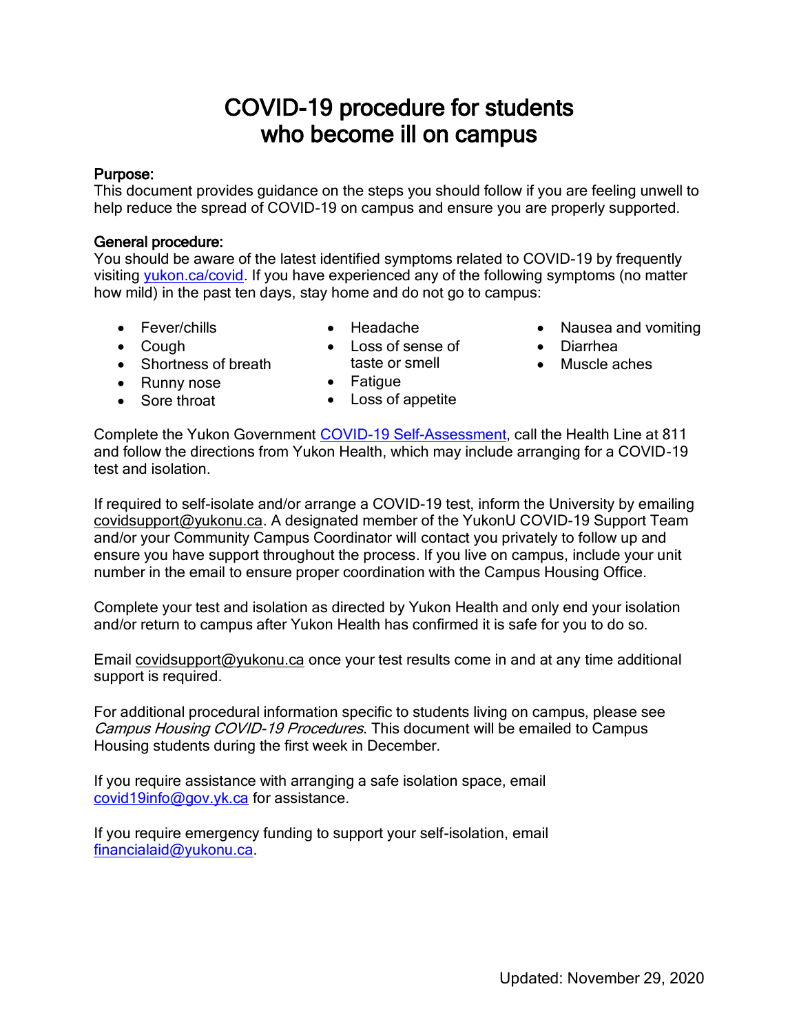# COVID-19 procedure for students who become ill on campus

**Purpose:**
This document provides guidance on the steps you should follow if you are feeling unwell to help reduce the spread of COVID-19 on campus and ensure you are properly supported.

**General procedure:**
You should be aware of the latest identified symptoms related to COVID-19 by frequently visiting [yukon.ca/covid](yukon.ca/covid). If you have experienced any of the following symptoms (no matter how mild) in the past ten days, stay home and do not go to campus:

- Fever/chills
- Cough
- Shortness of breath
- Runny nose
- Sore throat
- Headache
- Loss of sense of taste or smell
- Fatigue
- Loss of appetite
- Nausea and vomiting
- Diarrhea
- Muscle aches

Complete the Yukon Government COVID-19 Self-Assessment, call the Health Line at 811 and follow the directions from Yukon Health, which may include arranging for a COVID-19 test and isolation.

If required to self-isolate and/or arrange a COVID-19 test, inform the University by emailing covidsupport@yukonu.ca. A designated member of the YukonU COVID-19 Support Team and/or your Community Campus Coordinator will contact you privately to follow up and ensure you have support throughout the process. If you live on campus, include your unit number in the email to ensure proper coordination with the Campus Housing Office.

Complete your test and isolation as directed by Yukon Health and only end your isolation and/or return to campus after Yukon Health has confirmed it is safe for you to do so.

Email covidsupport@yukonu.ca once your test results come in and at any time additional support is required.

For additional procedural information specific to students living on campus, please see *Campus Housing COVID-19 Procedures*. This document will be emailed to Campus Housing students during the first week in December.

If you require assistance with arranging a safe isolation space, email covid19info@gov.yk.ca for assistance.

If you require emergency funding to support your self-isolation, email financialaid@yukonu.ca.

Updated: November 29, 2020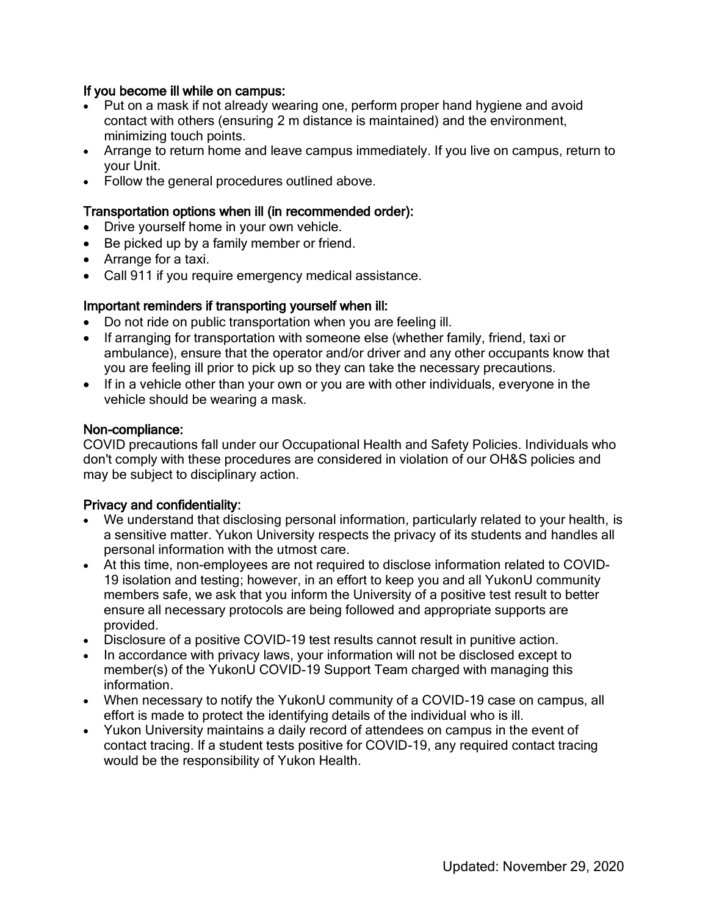**If you become ill while on campus:**

- Put on a mask if not already wearing one, perform proper hand hygiene and avoid contact with others (ensuring 2 m distance is maintained) and the environment, minimizing touch points.
- Arrange to return home and leave campus immediately. If you live on campus, return to your Unit.
- Follow the general procedures outlined above.

**Transportation options when ill (in recommended order):**

- Drive yourself home in your own vehicle.
- Be picked up by a family member or friend.
- Arrange for a taxi.
- Call 911 if you require emergency medical assistance.

**Important reminders if transporting yourself when ill:**

- Do not ride on public transportation when you are feeling ill.
- If arranging for transportation with someone else (whether family, friend, taxi or ambulance), ensure that the operator and/or driver and any other occupants know that you are feeling ill prior to pick up so they can take the necessary precautions.
- If in a vehicle other than your own or you are with other individuals, everyone in the vehicle should be wearing a mask.

**Non-compliance:**

COVID precautions fall under our Occupational Health and Safety Policies. Individuals who don't comply with these procedures are considered in violation of our OH&S policies and may be subject to disciplinary action.

**Privacy and confidentiality:**

- We understand that disclosing personal information, particularly related to your health, is a sensitive matter. Yukon University respects the privacy of its students and handles all personal information with the utmost care.
- At this time, non-employees are not required to disclose information related to COVID-19 isolation and testing; however, in an effort to keep you and all YukonU community members safe, we ask that you inform the University of a positive test result to better ensure all necessary protocols are being followed and appropriate supports are provided.
- Disclosure of a positive COVID-19 test results cannot result in punitive action.
- In accordance with privacy laws, your information will not be disclosed except to member(s) of the YukonU COVID-19 Support Team charged with managing this information.
- When necessary to notify the YukonU community of a COVID-19 case on campus, all effort is made to protect the identifying details of the individual who is ill.
- Yukon University maintains a daily record of attendees on campus in the event of contact tracing. If a student tests positive for COVID-19, any required contact tracing would be the responsibility of Yukon Health.

Updated: November 29, 2020